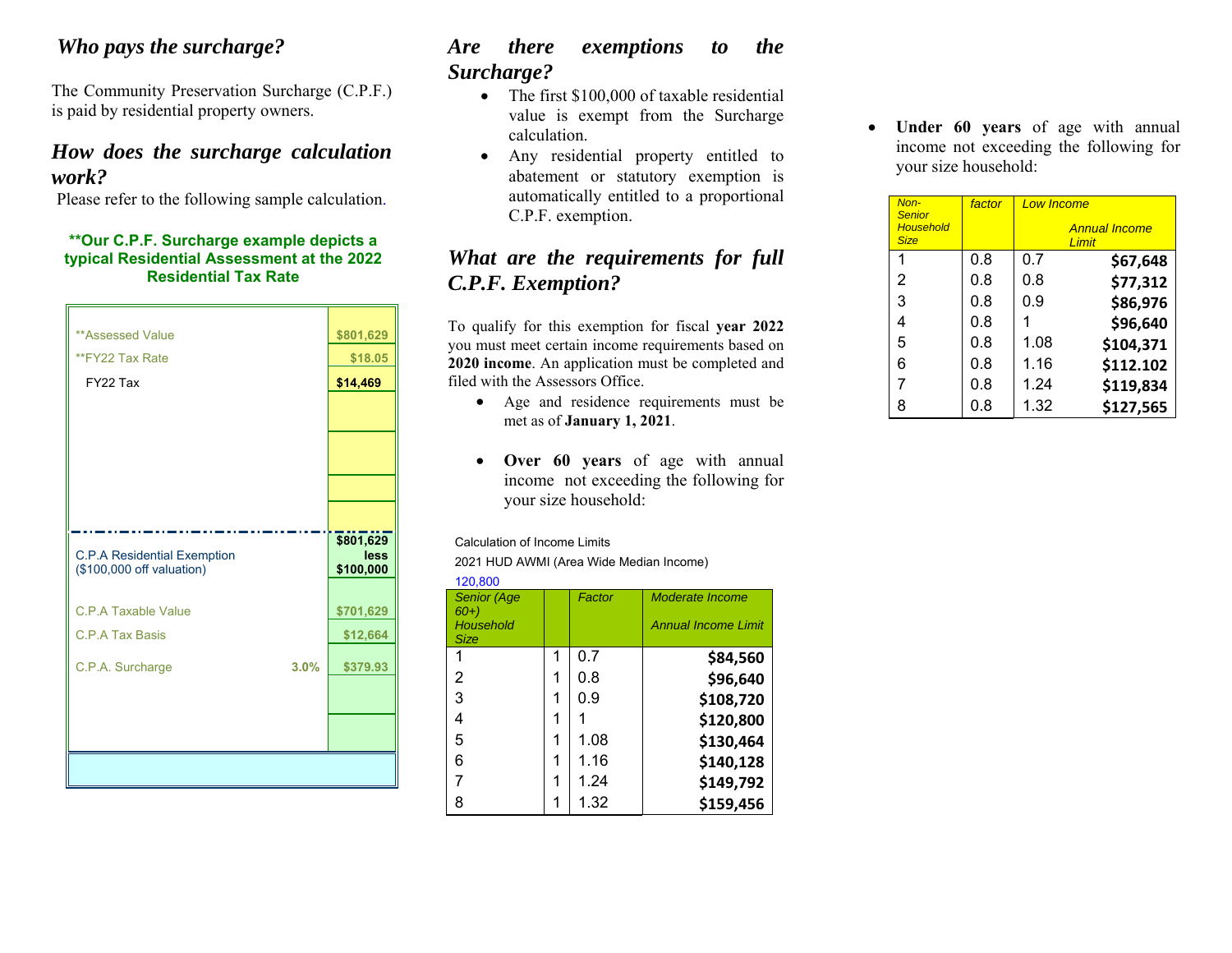## *Who pays the surcharge?*

The Community Preservation Surcharge (C.P.F.) is paid by residential property owners.

## *How does the surcharge calculation work?*

Please refer to the following sample calculation.

**\*\*Our C.P.F. Surcharge example depicts a typical Residential Assessment at the 2022 Residential Tax Rate**

| | | |
|---|---|---|
| **Assessed Value | | $801,629 |
| **FY22 Tax Rate | | $18.05 |
| FY22 Tax | | $14,469 |
| C.P.A Residential Exemption ($100,000 off valuation) | | $801,629 less $100,000 |
| C.P.A Taxable Value | | $701,629 |
| C.P.A Tax Basis | | $12,664 |
| C.P.A. Surcharge | 3.0% | $379.93 |

## *Are there exemptions to the Surcharge?*

- The first $100,000 of taxable residential value is exempt from the Surcharge calculation.
- Any residential property entitled to abatement or statutory exemption is automatically entitled to a proportional C.P.F. exemption.

## *What are the requirements for full C.P.F. Exemption?*

To qualify for this exemption for fiscal **year 2022** you must meet certain income requirements based on **2020 income**. An application must be completed and filed with the Assessors Office.

- Age and residence requirements must be met as of **January 1, 2021**.
- **Over 60 years** of age with annual income not exceeding the following for your size household:

Calculation of Income Limits

2021 HUD AWMI (Area Wide Median Income)

120,800

| Senior (Age 60+) Household Size | | Factor | Moderate Income Annual Income Limit |
|---|---|---|---|
| 1 | 1 | 0.7 | $84,560 |
| 2 | 1 | 0.8 | $96,640 |
| 3 | 1 | 0.9 | $108,720 |
| 4 | 1 | 1 | $120,800 |
| 5 | 1 | 1.08 | $130,464 |
| 6 | 1 | 1.16 | $140,128 |
| 7 | 1 | 1.24 | $149,792 |
| 8 | 1 | 1.32 | $159,456 |

- **Under 60 years** of age with annual income not exceeding the following for your size household:

| Non-Senior Household Size | factor | Low Income | Annual Income Limit |
|---|---|---|---|
| 1 | 0.8 | 0.7 | $67,648 |
| 2 | 0.8 | 0.8 | $77,312 |
| 3 | 0.8 | 0.9 | $86,976 |
| 4 | 0.8 | 1 | $96,640 |
| 5 | 0.8 | 1.08 | $104,371 |
| 6 | 0.8 | 1.16 | $112.102 |
| 7 | 0.8 | 1.24 | $119,834 |
| 8 | 0.8 | 1.32 | $127,565 |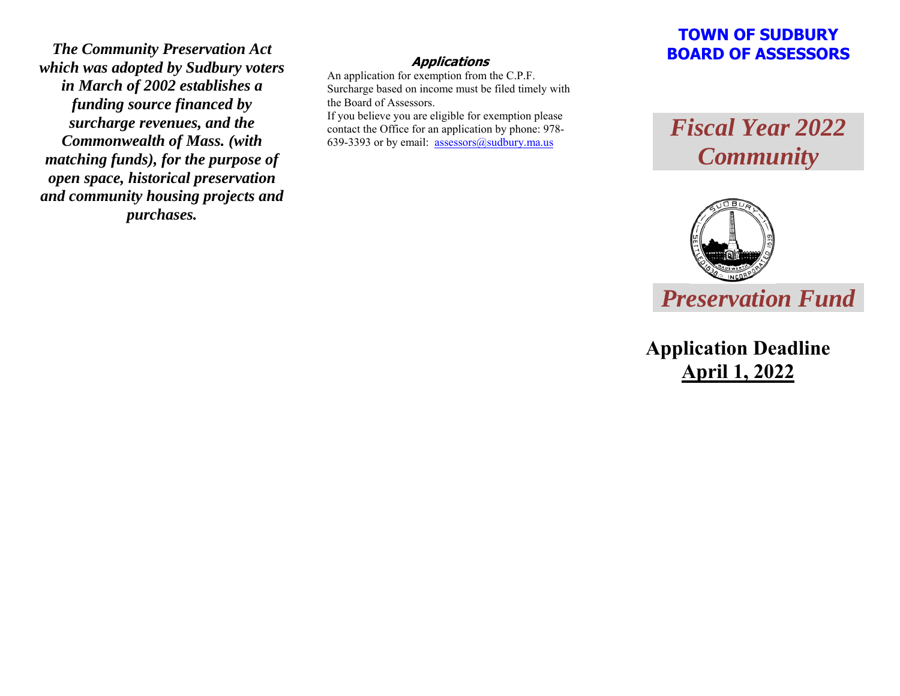***The Community Preservation Act which was adopted by Sudbury voters in March of 2002 establishes a funding source financed by surcharge revenues, and the Commonwealth of Mass. (with matching funds), for the purpose of open space, historical preservation and community housing projects and purchases.***

### *Applications*

An application for exemption from the C.P.F. Surcharge based on income must be filed timely with the Board of Assessors.

If you believe you are eligible for exemption please contact the Office for an application by phone: 978-639-3393 or by email: assessors@sudbury.ma.us

# TOWN OF SUDBURY BOARD OF ASSESSORS

# *Fiscal Year 2022 Community Preservation Fund*

## Application Deadline
## April 1, 2022